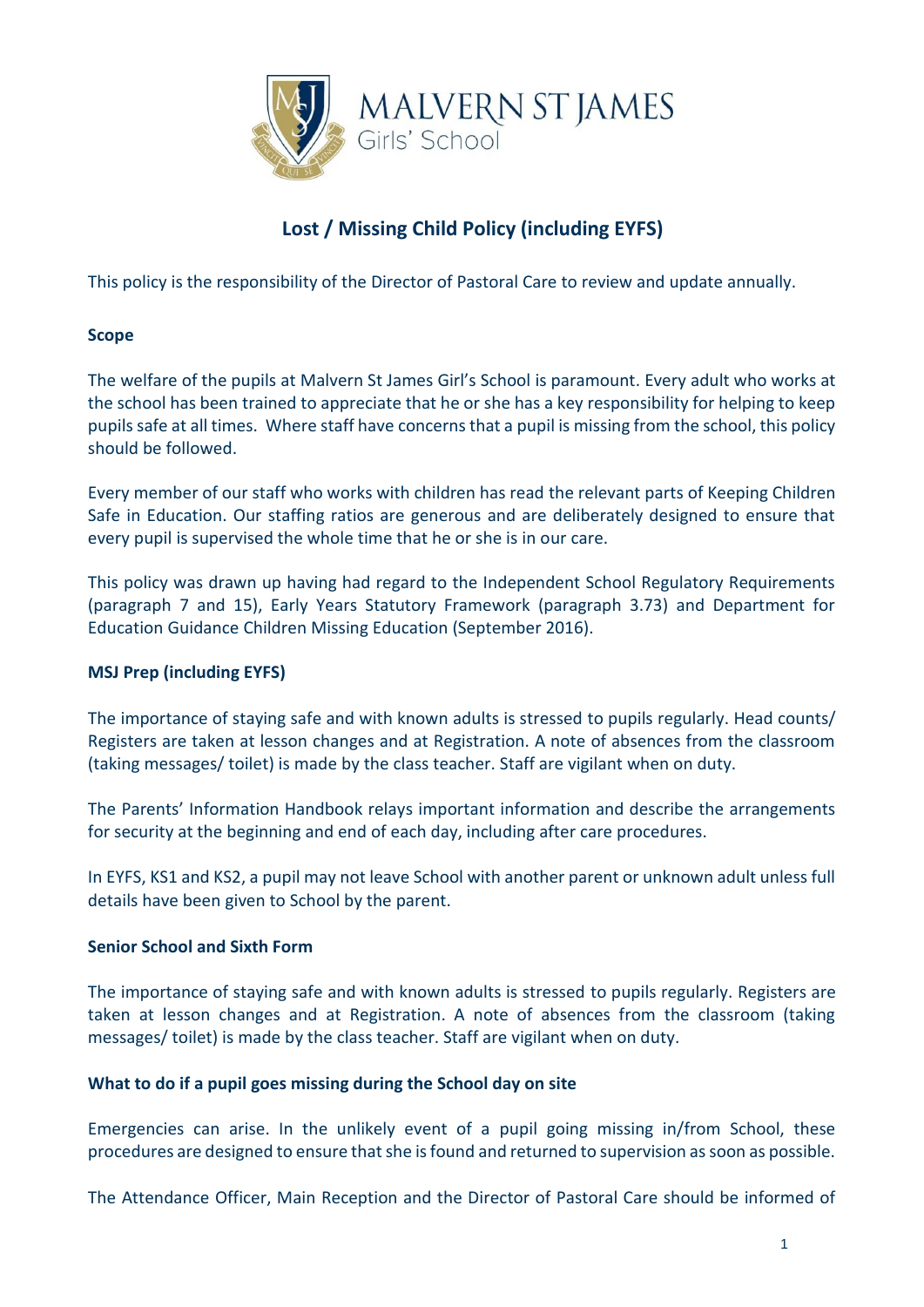MALVERN ST JAMES
Girls' School

# Lost / Missing Child Policy (including EYFS)

This policy is the responsibility of the Director of Pastoral Care to review and update annually.

**Scope**

The welfare of the pupils at Malvern St James Girl's School is paramount. Every adult who works at the school has been trained to appreciate that he or she has a key responsibility for helping to keep pupils safe at all times. Where staff have concerns that a pupil is missing from the school, this policy should be followed.

Every member of our staff who works with children has read the relevant parts of Keeping Children Safe in Education. Our staffing ratios are generous and are deliberately designed to ensure that every pupil is supervised the whole time that he or she is in our care.

This policy was drawn up having had regard to the Independent School Regulatory Requirements (paragraph 7 and 15), Early Years Statutory Framework (paragraph 3.73) and Department for Education Guidance Children Missing Education (September 2016).

**MSJ Prep (including EYFS)**

The importance of staying safe and with known adults is stressed to pupils regularly. Head counts/ Registers are taken at lesson changes and at Registration. A note of absences from the classroom (taking messages/ toilet) is made by the class teacher. Staff are vigilant when on duty.

The Parents' Information Handbook relays important information and describe the arrangements for security at the beginning and end of each day, including after care procedures.

In EYFS, KS1 and KS2, a pupil may not leave School with another parent or unknown adult unless full details have been given to School by the parent.

**Senior School and Sixth Form**

The importance of staying safe and with known adults is stressed to pupils regularly. Registers are taken at lesson changes and at Registration. A note of absences from the classroom (taking messages/ toilet) is made by the class teacher. Staff are vigilant when on duty.

**What to do if a pupil goes missing during the School day on site**

Emergencies can arise. In the unlikely event of a pupil going missing in/from School, these procedures are designed to ensure that she is found and returned to supervision as soon as possible.

The Attendance Officer, Main Reception and the Director of Pastoral Care should be informed of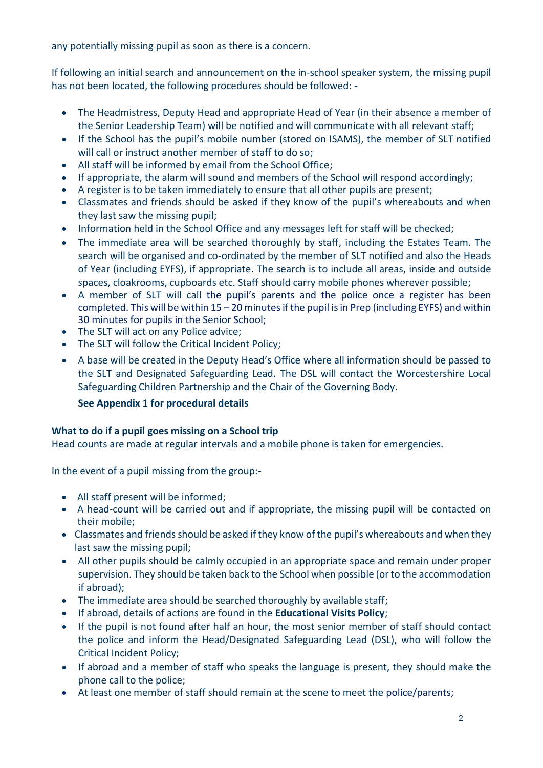any potentially missing pupil as soon as there is a concern.

If following an initial search and announcement on the in-school speaker system, the missing pupil has not been located, the following procedures should be followed: -

- The Headmistress, Deputy Head and appropriate Head of Year (in their absence a member of the Senior Leadership Team) will be notified and will communicate with all relevant staff;
- If the School has the pupil's mobile number (stored on ISAMS), the member of SLT notified will call or instruct another member of staff to do so;
- All staff will be informed by email from the School Office;
- If appropriate, the alarm will sound and members of the School will respond accordingly;
- A register is to be taken immediately to ensure that all other pupils are present;
- Classmates and friends should be asked if they know of the pupil's whereabouts and when they last saw the missing pupil;
- Information held in the School Office and any messages left for staff will be checked;
- The immediate area will be searched thoroughly by staff, including the Estates Team. The search will be organised and co-ordinated by the member of SLT notified and also the Heads of Year (including EYFS), if appropriate. The search is to include all areas, inside and outside spaces, cloakrooms, cupboards etc. Staff should carry mobile phones wherever possible;
- A member of SLT will call the pupil's parents and the police once a register has been completed. This will be within 15 – 20 minutes if the pupil is in Prep (including EYFS) and within 30 minutes for pupils in the Senior School;
- The SLT will act on any Police advice;
- The SLT will follow the Critical Incident Policy;
- A base will be created in the Deputy Head's Office where all information should be passed to the SLT and Designated Safeguarding Lead. The DSL will contact the Worcestershire Local Safeguarding Children Partnership and the Chair of the Governing Body.

  **See Appendix 1 for procedural details**

**What to do if a pupil goes missing on a School trip**

Head counts are made at regular intervals and a mobile phone is taken for emergencies.

In the event of a pupil missing from the group:-

- All staff present will be informed;
- A head-count will be carried out and if appropriate, the missing pupil will be contacted on their mobile;
- Classmates and friends should be asked if they know of the pupil's whereabouts and when they last saw the missing pupil;
- All other pupils should be calmly occupied in an appropriate space and remain under proper supervision. They should be taken back to the School when possible (or to the accommodation if abroad);
- The immediate area should be searched thoroughly by available staff;
- If abroad, details of actions are found in the **Educational Visits Policy**;
- If the pupil is not found after half an hour, the most senior member of staff should contact the police and inform the Head/Designated Safeguarding Lead (DSL), who will follow the Critical Incident Policy;
- If abroad and a member of staff who speaks the language is present, they should make the phone call to the police;
- At least one member of staff should remain at the scene to meet the police/parents;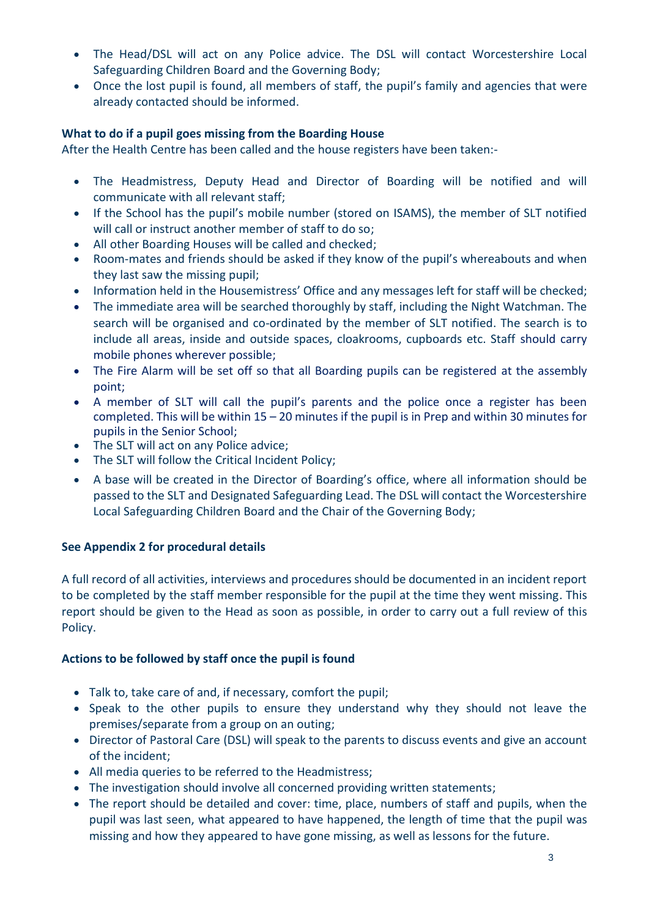- The Head/DSL will act on any Police advice. The DSL will contact Worcestershire Local Safeguarding Children Board and the Governing Body;
- Once the lost pupil is found, all members of staff, the pupil's family and agencies that were already contacted should be informed.

**What to do if a pupil goes missing from the Boarding House**

After the Health Centre has been called and the house registers have been taken:-

- The Headmistress, Deputy Head and Director of Boarding will be notified and will communicate with all relevant staff;
- If the School has the pupil's mobile number (stored on ISAMS), the member of SLT notified will call or instruct another member of staff to do so;
- All other Boarding Houses will be called and checked;
- Room-mates and friends should be asked if they know of the pupil's whereabouts and when they last saw the missing pupil;
- Information held in the Housemistress' Office and any messages left for staff will be checked;
- The immediate area will be searched thoroughly by staff, including the Night Watchman. The search will be organised and co-ordinated by the member of SLT notified. The search is to include all areas, inside and outside spaces, cloakrooms, cupboards etc. Staff should carry mobile phones wherever possible;
- The Fire Alarm will be set off so that all Boarding pupils can be registered at the assembly point;
- A member of SLT will call the pupil's parents and the police once a register has been completed. This will be within 15 – 20 minutes if the pupil is in Prep and within 30 minutes for pupils in the Senior School;
- The SLT will act on any Police advice;
- The SLT will follow the Critical Incident Policy;
- A base will be created in the Director of Boarding's office, where all information should be passed to the SLT and Designated Safeguarding Lead. The DSL will contact the Worcestershire Local Safeguarding Children Board and the Chair of the Governing Body;

**See Appendix 2 for procedural details**

A full record of all activities, interviews and procedures should be documented in an incident report to be completed by the staff member responsible for the pupil at the time they went missing. This report should be given to the Head as soon as possible, in order to carry out a full review of this Policy.

**Actions to be followed by staff once the pupil is found**

- Talk to, take care of and, if necessary, comfort the pupil;
- Speak to the other pupils to ensure they understand why they should not leave the premises/separate from a group on an outing;
- Director of Pastoral Care (DSL) will speak to the parents to discuss events and give an account of the incident;
- All media queries to be referred to the Headmistress;
- The investigation should involve all concerned providing written statements;
- The report should be detailed and cover: time, place, numbers of staff and pupils, when the pupil was last seen, what appeared to have happened, the length of time that the pupil was missing and how they appeared to have gone missing, as well as lessons for the future.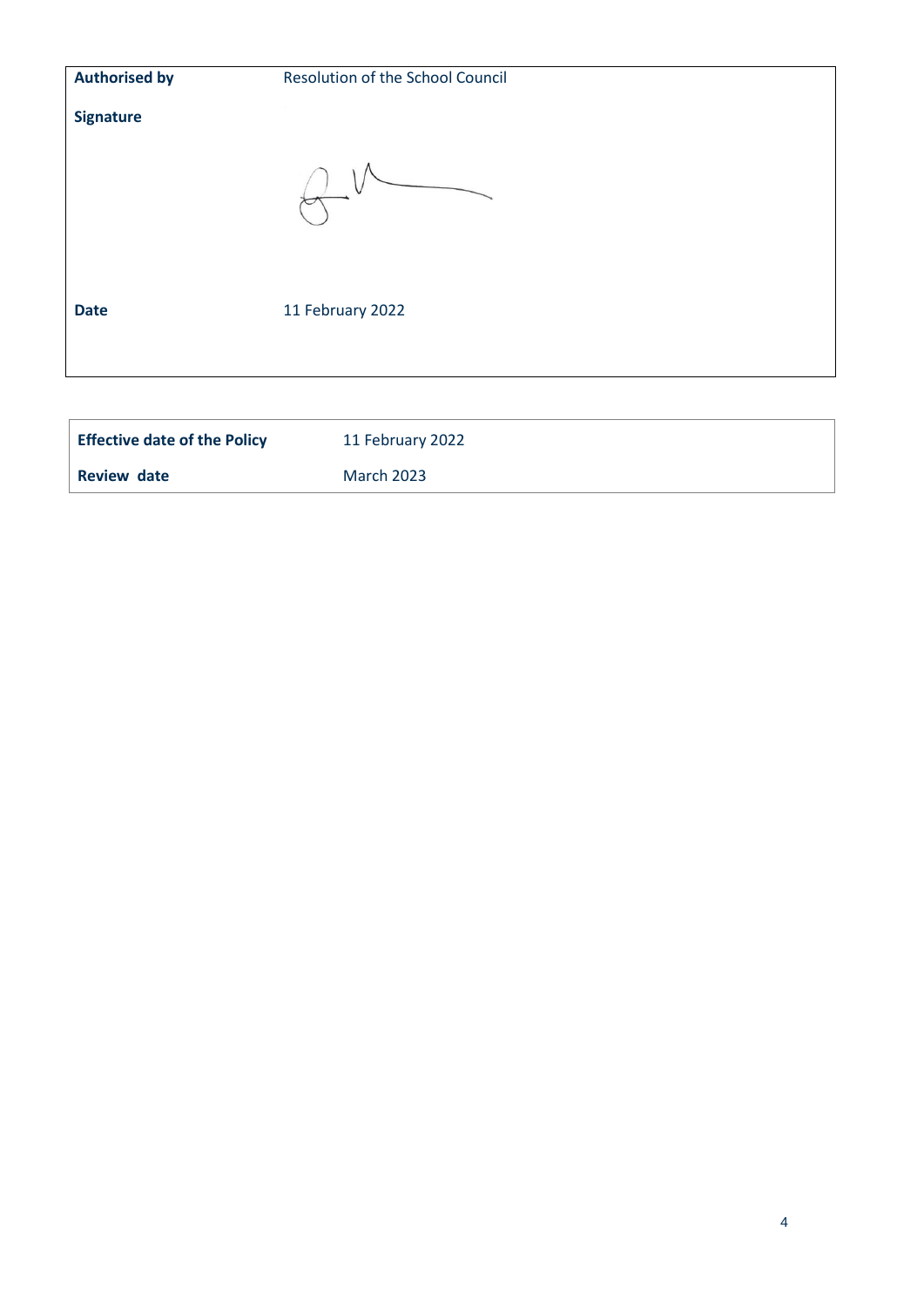| **Authorised by** | Resolution of the School Council |
| --- | --- |
| **Signature** | |
| **Date** | 11 February 2022 |

| **Effective date of the Policy** | 11 February 2022 |
| --- | --- |
| **Review date** | March 2023 |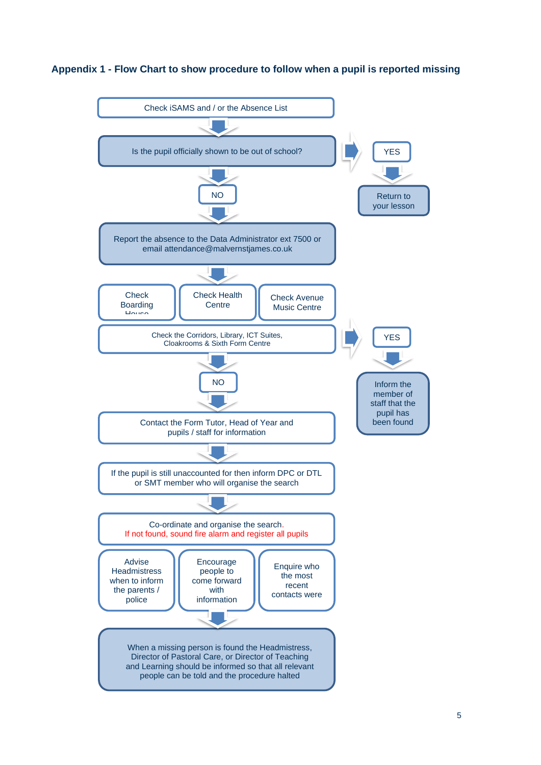### Appendix 1 - Flow Chart to show procedure to follow when a pupil is reported missing

Check iSAMS and / or the Absence List

↓

Is the pupil officially shown to be out of school? → YES → Return to your lesson

↓

NO

↓

Report the absence to the Data Administrator ext 7500 or email attendance@malvernstjames.co.uk

↓

Check Boarding House | Check Health Centre | Check Avenue Music Centre

Check the Corridors, Library, ICT Suites, Cloakrooms & Sixth Form Centre → YES → Inform the member of staff that the pupil has been found

↓

NO

↓

Contact the Form Tutor, Head of Year and pupils / staff for information

↓

If the pupil is still unaccounted for then inform DPC or DTL or SMT member who will organise the search

↓

Co-ordinate and organise the search.
If not found, sound fire alarm and register all pupils

Advise Headmistress when to inform the parents / police | Encourage people to come forward with information | Enquire who the most recent contacts were

↓

When a missing person is found the Headmistress, Director of Pastoral Care, or Director of Teaching and Learning should be informed so that all relevant people can be told and the procedure halted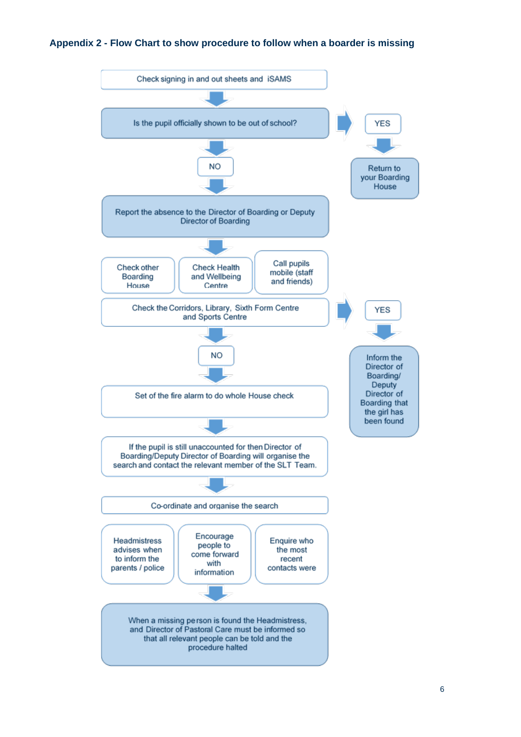### Appendix 2 - Flow Chart to show procedure to follow when a boarder is missing

Check signing in and out sheets and iSAMS

Is the pupil officially shown to be out of school?

YES

Return to your Boarding House

NO

Report the absence to the Director of Boarding or Deputy Director of Boarding

Check other Boarding House

Check Health and Wellbeing Centre

Call pupils mobile (staff and friends)

Check the Corridors, Library, Sixth Form Centre and Sports Centre

YES

Inform the Director of Boarding/ Deputy Director of Boarding that the girl has been found

NO

Set of the fire alarm to do whole House check

If the pupil is still unaccounted for then Director of Boarding/Deputy Director of Boarding will organise the search and contact the relevant member of the SLT Team.

Co-ordinate and organise the search

Headmistress advises when to inform the parents / police

Encourage people to come forward with information

Enquire who the most recent contacts were

When a missing person is found the Headmistress, and Director of Pastoral Care must be informed so that all relevant people can be told and the procedure halted